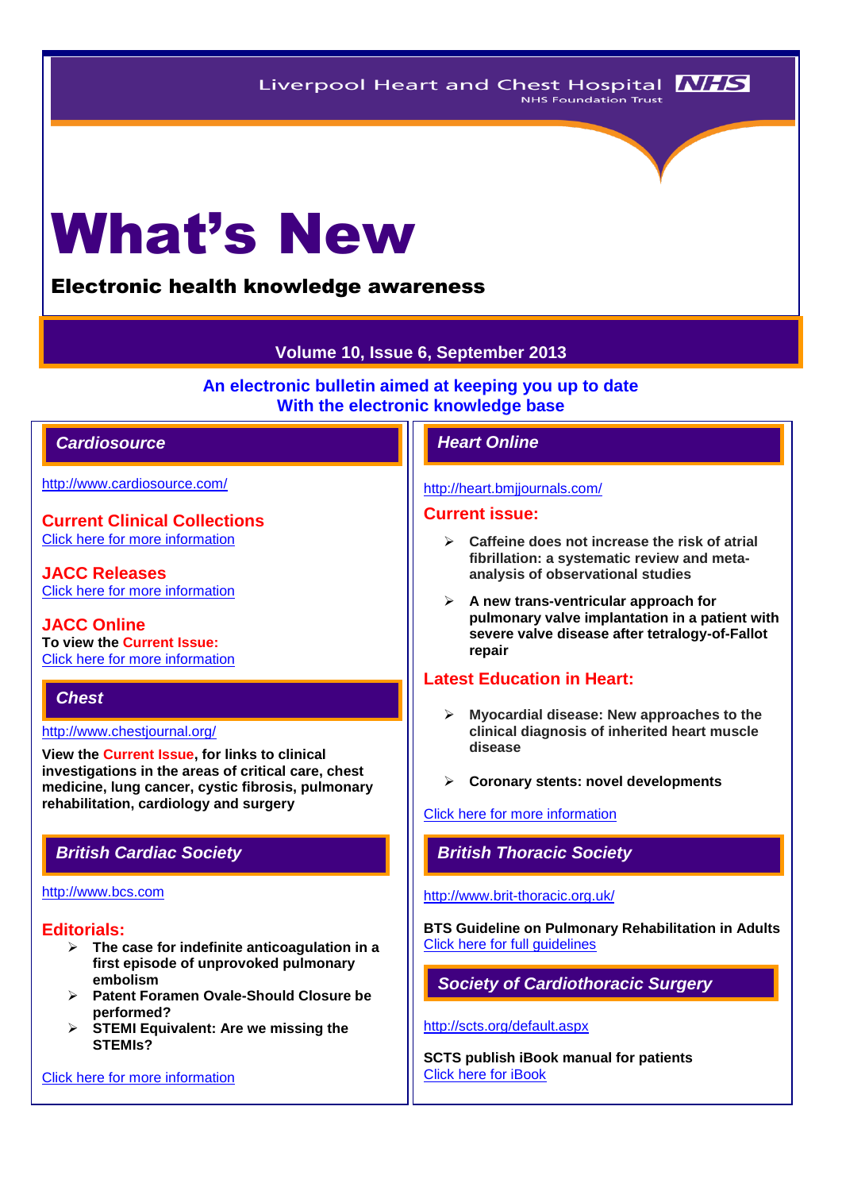Liverpool Heart and Chest Hospital NHS Foundation Trust

# What's New

## Electronic health knowledge awareness

**Volume 10, Issue 6, September 2013**

**An electronic bulletin aimed at keeping you up to date With the electronic knowledge base**

## *Cardiosource*

http://www.cardiosource.com/

### Current Clinical Collections

Click here for more information

### JACC Releases

Click here for more information

### JACC Online

**To view the Current Issue:**

Click here for more information

## *Chest*

http://www.chestjournal.org/

**View the Current Issue, for links to clinical investigations in the areas of critical care, chest medicine, lung cancer, cystic fibrosis, pulmonary rehabilitation, cardiology and surgery**

## *British Cardiac Society*

http://www.bcs.com

### Editorials:

- **The case for indefinite anticoagulation in a first episode of unprovoked pulmonary embolism**
- **Patent Foramen Ovale-Should Closure be performed?**
- **STEMI Equivalent: Are we missing the STEMIs?**

Click here for more information

## *Heart Online*

http://heart.bmjjournals.com/

### Current issue:

- **Caffeine does not increase the risk of atrial fibrillation: a systematic review and meta-analysis of observational studies**
- **A new trans-ventricular approach for pulmonary valve implantation in a patient with severe valve disease after tetralogy-of-Fallot repair**

### Latest Education in Heart:

- **Myocardial disease: New approaches to the clinical diagnosis of inherited heart muscle disease**
- **Coronary stents: novel developments**

Click here for more information

## *British Thoracic Society*

http://www.brit-thoracic.org.uk/

**BTS Guideline on Pulmonary Rehabilitation in Adults**

Click here for full guidelines

## *Society of Cardiothoracic Surgery*

http://scts.org/default.aspx

**SCTS publish iBook manual for patients**

Click here for iBook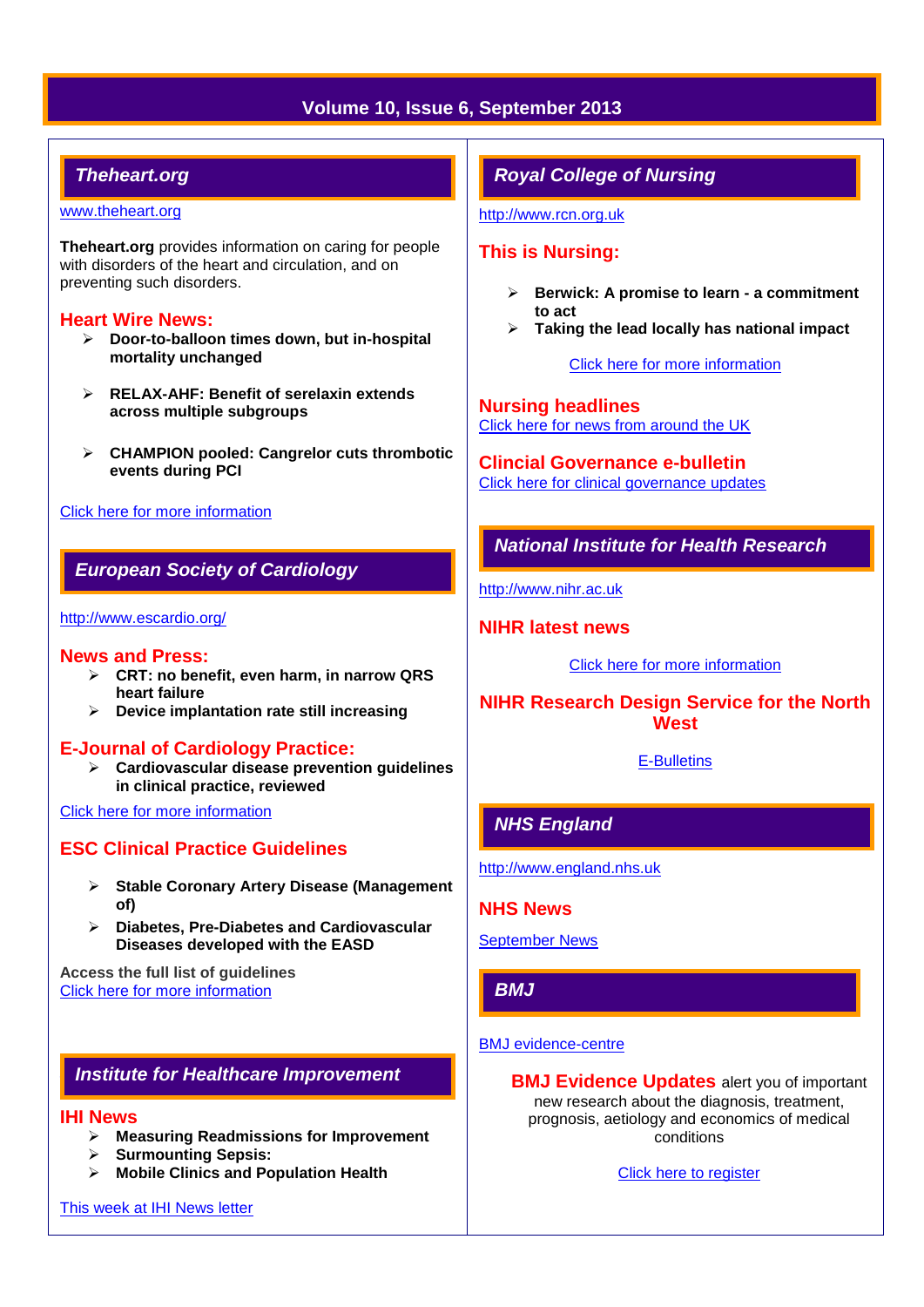## Volume 10, Issue 6, September 2013

## Theheart.org

www.theheart.org

**Theheart.org** provides information on caring for people with disorders of the heart and circulation, and on preventing such disorders.

### Heart Wire News:

- **Door-to-balloon times down, but in-hospital mortality unchanged**
- **RELAX-AHF: Benefit of serelaxin extends across multiple subgroups**
- **CHAMPION pooled: Cangrelor cuts thrombotic events during PCI**

Click here for more information

## European Society of Cardiology

http://www.escardio.org/

### News and Press:

- **CRT: no benefit, even harm, in narrow QRS heart failure**
- **Device implantation rate still increasing**

### E-Journal of Cardiology Practice:

- **Cardiovascular disease prevention guidelines in clinical practice, reviewed**

Click here for more information

### ESC Clinical Practice Guidelines

- **Stable Coronary Artery Disease (Management of)**
- **Diabetes, Pre-Diabetes and Cardiovascular Diseases developed with the EASD**

**Access the full list of guidelines**
Click here for more information

## Institute for Healthcare Improvement

### IHI News

- **Measuring Readmissions for Improvement**
- **Surmounting Sepsis:**
- **Mobile Clinics and Population Health**

This week at IHI News letter

## Royal College of Nursing

http://www.rcn.org.uk

### This is Nursing:

- **Berwick: A promise to learn - a commitment to act**
- **Taking the lead locally has national impact**

Click here for more information

### Nursing headlines

Click here for news from around the UK

### Clincial Governance e-bulletin

Click here for clinical governance updates

## National Institute for Health Research

http://www.nihr.ac.uk

### NIHR latest news

Click here for more information

### NIHR Research Design Service for the North West

E-Bulletins

## NHS England

http://www.england.nhs.uk

### NHS News

September News

## BMJ

BMJ evidence-centre

**BMJ Evidence Updates** alert you of important new research about the diagnosis, treatment, prognosis, aetiology and economics of medical conditions

Click here to register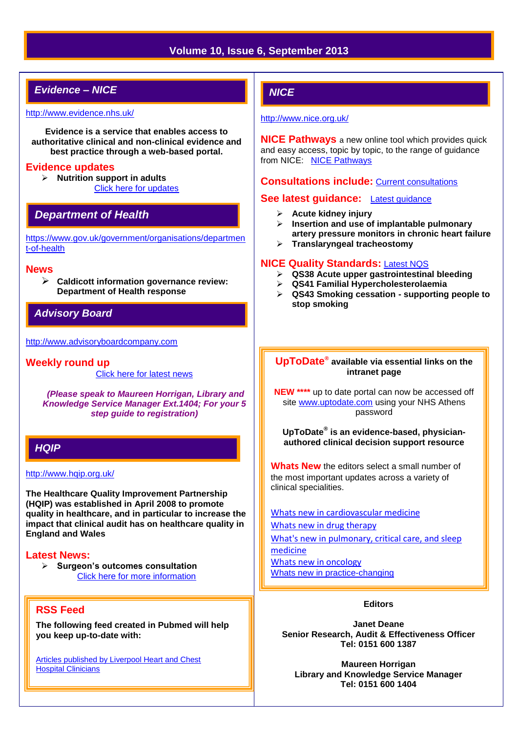Volume 10, Issue 6, September 2013

## Evidence – NICE

http://www.evidence.nhs.uk/

**Evidence is a service that enables access to authoritative clinical and non-clinical evidence and best practice through a web-based portal.**

### Evidence updates

- **Nutrition support in adults**
  Click here for updates

## Department of Health

https://www.gov.uk/government/organisations/department-of-health

### News

- **Caldicott information governance review: Department of Health response**

## Advisory Board

http://www.advisoryboardcompany.com

### Weekly round up

Click here for latest news

*(Please speak to Maureen Horrigan, Library and Knowledge Service Manager Ext.1404; For your 5 step guide to registration)*

## HQIP

http://www.hqip.org.uk/

**The Healthcare Quality Improvement Partnership (HQIP) was established in April 2008 to promote quality in healthcare, and in particular to increase the impact that clinical audit has on healthcare quality in England and Wales**

### Latest News:

- **Surgeon's outcomes consultation**
  Click here for more information

### RSS Feed

**The following feed created in Pubmed will help you keep up-to-date with:**

Articles published by Liverpool Heart and Chest Hospital Clinicians

## NICE

http://www.nice.org.uk/

**NICE Pathways** a new online tool which provides quick and easy access, topic by topic, to the range of guidance from NICE: NICE Pathways

**Consultations include:** Current consultations

**See latest guidance:** Latest guidance

- **Acute kidney injury**
- **Insertion and use of implantable pulmonary artery pressure monitors in chronic heart failure**
- **Translaryngeal tracheostomy**

**NICE Quality Standards:** Latest NQS

- **QS38 Acute upper gastrointestinal bleeding**
- **QS41 Familial Hypercholesterolaemia**
- **QS43 Smoking cessation - supporting people to stop smoking**

**UpToDate® available via essential links on the intranet page**

**NEW \*\*\*\*** up to date portal can now be accessed off site www.uptodate.com using your NHS Athens password

**UpToDate® is an evidence-based, physician-authored clinical decision support resource**

**Whats New** the editors select a small number of the most important updates across a variety of clinical specialities.

Whats new in cardiovascular medicine
Whats new in drug therapy
What's new in pulmonary, critical care, and sleep medicine
Whats new in oncology
Whats new in practice-changing

**Editors**

**Janet Deane**
**Senior Research, Audit & Effectiveness Officer**
**Tel: 0151 600 1387**

**Maureen Horrigan**
**Library and Knowledge Service Manager**
**Tel: 0151 600 1404**